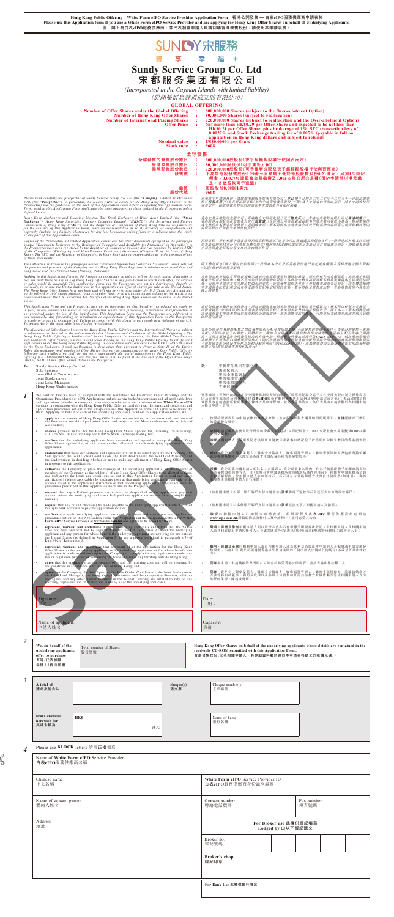**Hong Kong Public Offering – White Form eIPO Service Provider Application Form 香港公開發售 — 白表eIPO服務供應商申請表格**

**Please use this Application Form if you are a White Form eIPO Service Provider and are applying for Hong Kong Offer Shares on behalf of Underlying Applicants.**

**倘 閣下為白表eIPO服務供應商，並代表相關申請人申請認購香港發售股份，請使用本申請表格。**

SUNDY宋服務

臻 享 幸 福 +

# Sundy Service Group Co. Ltd
# 宋都服務集團有限公司

*(Incorporated in the Cayman Islands with limited liability)*

*(於開曼群島註冊成立的有限公司)*

## GLOBAL OFFERING

| | | |
|---|---|---|
| **Number of Offer Shares under the Global Offering** | : | **800,000,000 Shares (subject to the Over-allotment Option)** |
| **Number of Hong Kong Offer Shares** | : | **80,000,000 Shares (subject to reallocation)** |
| **Number of International Placing Shares** | : | **720,000,000 Shares (subject to reallocation and the Over-allotment Option)** |
| **Offer Price** | : | **Not more than HK$0.29 per Offer Share and expected to be not less than HK$0.21 per Offer Share, plus brokerage of 1%, SFC transaction levy of 0.0027% and Stock Exchange trading fee of 0.005% (payable in full on application in Hong Kong dollars and subject to refund)** |
| **Nominal value** | : | **US$0.00001 per Share** |
| **Stock code** | : | **9608** |

## 全球發售

| | | |
|---|---|---|
| **全球發售的發售股份數目** | : | **800,000,000股股份(視乎超額配股權行使與否而定)** |
| **香港發售股份數目** | : | **80,000,000股股份(可予重新分配)** |
| **國際配售股份數目** | : | **720,000,000股股份(可予重新分配及視乎超額配股權行使與否而定)** |
| **發售價** | : | **不高於每股發售股份0.29港元且預期不低於每股發售股份0.21港元，另加1%經紀佣金、0.0027%證監會交易徵費及0.005%聯交所交易費(須於申請時以港元繳足，多繳股款可予退還)** |
| **面值** | : | **每股股份0.00001美元** |
| **股份代號** | : | **9608** |

Please read carefully the prospectus of Sundy Service Group Co. Ltd (the "**Company**") dated 31 December 2020 (the "**Prospectus**") (in particular, the section "How to Apply for the Hong Kong Offer Shares" in the Prospectus) and the guidelines on the back of this Application Form before completing this Application Form. Terms used in this Application Form shall have the same meanings as those defined in the Prospectus unless defined herein.

在填寫本申請表格前，請細閱宋都服務集團有限公司(「**本公司**」)日期為二零二零年十二月三十一日的招股章程(「**招股章程**」)(尤其是招股章程「如何申請香港發售股份」一節)及本申請表格背面的指引。除本申請表格另有界定外，本申請表格所用詞語與招股章程所界定者具有相同涵義。

Hong Kong Exchanges and Clearing Limited, The Stock Exchange of Hong Kong Limited (the "**Stock Exchange**"), Hong Kong Securities Clearing Company Limited ("**HKSCC**"), the Securities and Futures Commission of Hong Kong ("**SFC**") and the Registrar of Companies of Hong Kong take no responsibility for the contents of this Application Form, make no representation as to its accuracy or completeness and expressly disclaim any liability whatsoever for any loss howsoever arising from or in reliance upon the whole or any part of this Application Form.

香港交易及結算所有限公司、香港聯合交易所有限公司(「**聯交所**」)、香港中央結算有限公司(「**香港結算**」)、香港證券及期貨事務監察委員會(「**證監會**」)及香港公司註冊處處長對本申請表格的內容概不負責，對其準確性或完整性亦不發表任何聲明，並明確表示，概不對因本申請表格全部或任何部分內容而產生或因依賴該等內容而引致的任何損失承擔任何責任。

Copies of the Prospectus, all related Application Forms and the other documents specified in the paragraph headed "Documents Delivered to the Registrar of Companies and Available for Inspection" in Appendix V to the Prospectus have been registered by the Registrar of Companies in Hong Kong as required by Section 342C of the Companies (Winding Up and Miscellaneous Provisions) Ordinance (Chapter 32 of the Laws of Hong Kong). The SFC and the Registrar of Companies in Hong Kong take no responsibility as to the contents of any of these documents.

招股章程、所有相關申請表格及招股章程附錄五「送呈公司註冊處處長及備查文件」一段所述其他文件已遵照香港法例第32章公司(清盤及雜項條文)條例第342C條的規定送呈香港公司註冊處處長登記。證監會及香港公司註冊處處長對任何該等文件的內容概不負責。

Your attention is drawn to the paragraph headed "Personal Information Collection Statement" which sets out the policies and practices of the Company and its Hong Kong Share Registrar in relation to personal data and compliance with the Personal Data (Privacy) Ordinance.

閣下務請留意「個人資料收集聲明」一段所載本公司及其香港證券登記處有關個人資料及遵守個人資料(私隱)條例的政策及慣例。

Nothing in this Application Form or the Prospectus constitutes an offer to sell or the solicitation of an offer to buy nor shall there be any sale of Hong Kong Offer Shares in any jurisdiction in which such offer, solicitation or sales would be unlawful. This Application Form and the Prospectus are not for distribution, directly or indirectly, in or into the United States, nor is this application an offer of shares for sale in the United States. The Hong Kong Offer Shares have not been and will not be registered under the U.S. Securities Act and may not be offered or sold (except pursuant to an exemption from, or in a transaction not subject to, the registration requirement under the U.S. Securities Act) nor will any offer of the Hong Kong Offer Shares will be made in the United States.

本申請表格或招股章程所載者概不構成出售要約或要約購買的招攬，而在任何作出有關要約、招攬或出售即屬違法的司法權區內，概不得出售任何香港發售股份。本申請表格及招股章程不得在美國境內直接或間接派發，而此項申請亦不是在美國出售股份的要約。香港發售股份並無亦不會根據美國證券法登記，且不得在美國境內提呈發售或出售(惟根據美國證券法登記規定的豁免或毋須遵守登記規定的交易除外)。概不會於美國公開發售香港發售股份。

This Application Form and the Prospectus may not be forwarded or distributed or reproduced (in whole or in part) in any manner whatsoever in any jurisdiction where such forwarding, distribution or reproduction is not permitted under the laws of that jurisdiction. This Application Form and the Prospectus are addressed to you personally. Any forwarding or distribution or reproduction of this Application Form or the Prospectus in whole or in part is unauthorised. Failure to comply with this directive may result in a violation of the U.S. Securities Act or the applicable laws of other jurisdictions.

在任何根據有關法律不得發送、派發或複製本申請表格及招股章程的司法權區內，概不得以任何方式發送或派發或複製(全部或部分)本申請表格及招股章程。本申請表格及招股章程僅致 閣下本人。概不得發送或派發或複製本申請表格或招股章程的全部或部分。如未能遵守此項指令，可能違反美國證券法或其他司法權區的適用法律。

The allocation of Offer Shares between the Hong Kong Public Offering and the International Placing is subject to adjustment as detailed in the subsection headed "Structure and Conditions of the Global Offering – The Hong Kong Public Offering – Reallocation" in the Prospectus. In particular, the Joint Global Coordinators may reallocate Offer Shares from the International Placing to the Hong Kong Public Offering to satisfy valid applications under the Hong Kong Public Offering. In accordance with Guidance Letter HKEX-GL91-18 issued by the Stock Exchange, if such reallocation is done other than pursuant to Practice Note 18 of the Listing Rules, the maximum total number of Offer Shares that may be reallocated to the Hong Kong Public Offering following such reallocation shall be not more than double the initial allocation to the Hong Kong Public Offering (i.e. 160,000,000 Shares), and the final price shall be fixed at the low end of the Offer Price range (i.e. HK$0.21 per Offer Share) stated in the Prospectus.

香港公開發售及國際配售之間的發售股份分配可按招股章程「全球發售的架構及條件 — 香港公開發售 — 重新分配」分節所詳述予以調整。特別是，聯席全球協調人可將發售股份由國際配售重新分配至香港公開發售，以滿足香港公開發售的有效申請。根據聯交所發出的指引信HKEX-GL91-18，倘該重新分配並非根據上市規則第18項應用指引進行，則於該重新分配後可重新分配至香港公開發售的發售股份總數上限不得超過香港公開發售初步分配的兩倍(即160,000,000股股份)，而最終價格應釐定為招股章程所述發售價範圍的下限(即每股發售股份0.21港元)。

**To:** Sundy Service Group Co. Ltd
Sole Sponsor
Joint Global Coordinators
Joint Bookrunners
Joint Lead Managers
Hong Kong Underwriters

**致：** 宋都服務集團有限公司
獨家保薦人
聯席全球協調人
聯席賬簿管理人
聯席牽頭經辦人
香港包銷商

**1**

We confirm that we have (i) complied with the Guidelines for Electronic Public Offerings and the Operational Procedures for eIPO Applications submitted via banks/stockbrokers and all applicable laws and regulations (whether statutory or otherwise) in relation to the provision of our **White Form eIPO** services in connection with the Hong Kong Public Offering; and (ii) read the terms and conditions and application procedures in the Prospectus and this Application Form and agree to be bound by them. Applying on behalf of each of the underlying applicants to whom this application relates, we:

吾等確認，吾等已(i)遵守電子公開發售指引及透過銀行／股票經紀遞交網上白表申請的運作程序以及與吾等就香港公開發售提供**網上白表**服務有關的所有適用法例及規例(法定或其他)；及(ii)細閱招股章程及本申請表格所載條款及條件以及申請手續，並同意受其約束。為代表與本申請有關的各相關申請人作出申請，吾等：

- **apply** for the number of Hong Kong Offer Shares set out below, on the terms and conditions of the Prospectus and this Application Form, and subject to the Memorandum and the Articles of Association;

- 按照招股章程及本申請表格的條款及條件，並在組織章程大綱及細則規限下，**申請**以下數目的香港發售股份；

- **enclose** payment in full for the Hong Kong Offer Shares applied for, including 1% brokerage, 0.0027% SFC transaction levy and 0.005% Stock Exchange trading fee;

- **夾附**申請認購香港發售股份所需的全數股款(包括1%經紀佣金、0.0027%證監會交易徵費及0.005%聯交所交易費)；

- **confirm** that the underlying applicants have undertaken and agreed to accept the Hong Kong Offer Shares applied for, or any lesser number allocated to such underlying applicants on this application;

- **確認**相關申請人已承諾及同意接納所申請認購的香港發售股份，或獲分配的任何較少數目的香港發售股份；

- **understand** that these declarations and representations will be relied upon by the Company, the Sole Sponsor, the Joint Global Coordinators, the Joint Bookrunners, the Joint Lead Managers and the Underwriters in deciding whether or not to make any allotment of Hong Kong Offer Shares in response to this application;

- **明白**本公司、獨家保薦人、聯席全球協調人、聯席賬簿管理人、聯席牽頭經辦人及包銷商將依賴該等聲明及陳述以決定是否就本申請配發任何香港發售股份；

- **authorize** the Company to place the name(s) of the underlying applicant(s) on the register of members of the Company as the holder(s) of any Hong Kong Offer Shares to be allotted to them, and (subject to the terms and conditions set out in this Application Form) to send any share certificate(s) (where applicable) by ordinary post at that underlying applicant's own risk to the address stated in the e-instructions of that underlying applicant in accordance with the procedures prescribed in this Application Form and in the Prospectus;

- **授權**貴公司將相關申請人的姓名／名稱列入貴公司股東名冊內，作為任何將配發予相關申請人的香港發售股份的持有人，並(在符合本申請表格所載的條款及條件的情況下)根據本申請表格及招股章程所述程序，按相關申請人的申請指示所示地址以普通郵遞方式寄發任何股票(如適用)，郵誤風險概由該相關申請人自行承擔；

- **request** that any e-Refund payment instructions be despatched to the application payment account where the applicants had paid the application monies from a single bank account;

- (如相關申請人以單一銀行賬戶支付申請股款)**要求**將電子退款指示發送至支付申請股款的賬戶；

- **request** that any refund cheque(s) be made payable to the underlying applicant(s) who had used multiple bank accounts to pay the application monies;

- (如相關申請人以多個銀行賬戶支付申請股款)**要求**任何退款支票以相關申請人為抬頭人；

- **confirm** that each underlying applicant has read the terms and conditions and application procedures set out in this Application Form, the Prospectus and the designated website for **White Form eIPO** Service Provider at **www.eipo.com.hk** and agree to be bound by them;

- **確認**各相關申請人已細閱本申請表格、招股章程及白表eIPO服務供應商指定網站**www.eipo.com.hk**所載的條款及條件以及申請程序，並同意受其約束；

- **represent, warrant and undertake** that the underlying applicants are aware that the Shares have not been and will not be registered under the U.S. Securities Act and the underlying applicant and any person for whose benefit the underlying applicant is applying for are outside the United States (as defined in Regulation S) or are a person described in paragraph (h)(3) of Rule 902 of Regulation S;

- **聲明、保證及承諾**相關申請人明白股份不曾亦不會根據美國證券法登記，且相關申請人及相關申請人為其利益提出申請的任何人士均身處美國境外(定義見S規例)或屬S規例第902條(h)(3)段所述人士；

- **represent, warrant and undertake** that allotment of or the application for the Hong Kong Offer Shares to the underlying applicants or by underlying applicants or for whose benefit this application is made would not require the Company to comply with any requirements under any law or regulation (whether or not having the force of law) of any territory outside Hong Kong;

- **聲明、保證及承諾**向相關申請人或由相關申請人或為其利益而提出本申請的人士配發或申請認購香港發售股份，不會引致貴公司須遵從香港以外任何地區的任何法律或規例(不論是否具法律效力)的任何規定；

- **agree** that this application, any acceptance of it and the resulting contract, will be governed by and construed in accordance with the laws of Hong Kong; and

- **同意**本申請、任何對本申請的接納以及因而訂立的合約將受香港法律管轄及按其詮釋；及

- **agree** that the Company, the Sole Sponsor, the Joint Global Coordinators, the Joint Bookrunners, the Joint Lead Managers, the Hong Kong Underwriters and their respective directors, advisers and agents and any other parties involved in the Global Offering are entitled to rely on any warranty, representation or declaration made by us or the underlying applicants.

- **同意**貴公司、獨家保薦人、聯席全球協調人、聯席賬簿管理人、聯席牽頭經辦人、香港包銷商及彼等各自的董事、顧問及代理以及參與全球發售的任何其他人士有權依賴吾等或相關申請人作出的任何保證、陳述或聲明。

| | |
|---|---|
| Signature 簽名： | Date: 日期： |
| Name of applicant 申請人姓名： | Capacity: 身份： |

**2**

| | | |
|---|---|---|
| **We, on behalf of the underlying applicants, offer to purchase** 吾等(代表相關申請人)提出認購 | Total number of Shares 股份總數 | **Hong Kong Offer Shares on behalf of the underlying applicants whose details are contained in the read-only CD-ROM submitted with this Application Form.** 香港發售股份(代表相關申請人，其詳細資料載於連同本申請表格遞交的唯讀光碟)。 |

**3**

| | | | |
|---|---|---|---|
| **A total of** 隨此夾附合共 | | **cheque(s)** 張支票 | Cheque number(s) 支票號碼 |
| **is/are enclosed herewith for** 其總金額為 | **HK$** 港元 | | Name of bank 銀行名稱 |

**4**

Please use **BLOCK** letters 請用**正楷**填寫

Name of **White Form eIPO** Service Provider
白表eIPO服務供應商名稱

| | | | |
|---|---|---|---|
| Chinese name 中文名稱 | | **White Form eIPO** Service Provider ID 白表eIPO服務供應商身份識別編碼 | |
| Name of contact person 聯絡人姓名 | | Contact number 聯絡電話號碼 | Fax number 傳真號碼 |
| Address 地址 | | **For Broker use 此欄供經紀填寫 Lodged by 由以下經紀遞交** | |
| | | Broker no. 經紀號碼 | |
| | | **Broker's chop 經紀印章** | |

**For Bank Use 此欄供銀行填寫**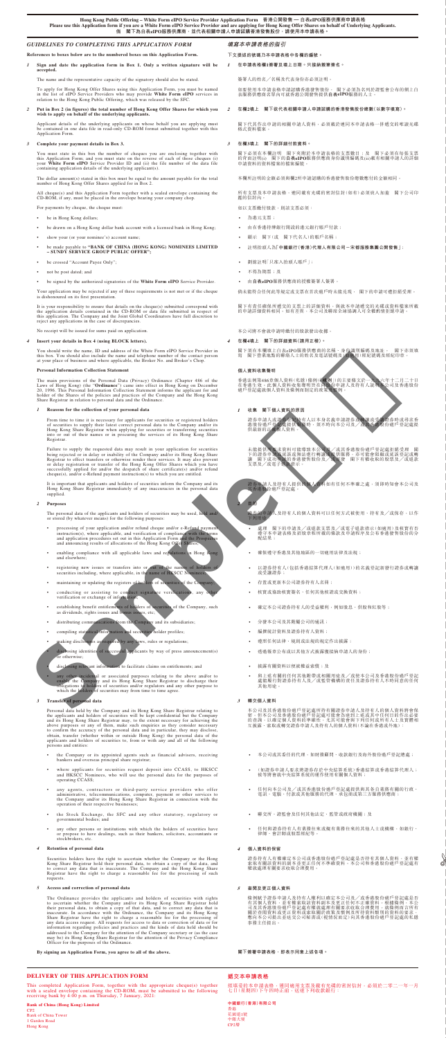**Hong Kong Public Offering – White Form eIPO Service Provider Application Form 香港公開發售 — 白表eIPO服務供應商申請表格**

**Please use this Application form if you are a White Form eIPO Service Provider and are applying for Hong Kong Offer Shares on behalf of Underlying Applicants.**

**倘 閣下為白表eIPO服務供應商，並代表相關申請人申請認購香港發售股份，請使用本申請表格。**

## GUIDELINES TO COMPLETING THIS APPLICATION FORM

**References to boxes below are to the numbered boxes on this Application Form.**

### 1 Sign and date the application form in Box 1. Only a written signature will be accepted.

The name and the representative capacity of the signatory should also be stated.

To apply for Hong Kong Offer Shares using this Application Form, you must be named in the list of eIPO Service Providers who may provide **White Form eIPO** services in relation to the Hong Kong Public Offering, which was released by the SFC.

### 2 Put in Box 2 (in figures) the total number of Hong Kong Offer Shares for which you wish to apply on behalf of the underlying applicants.

Applicant details of the underlying applicants on whose behalf you are applying must be contained in one data file in read-only CD-ROM format submitted together with this Application Form.

### 3 Complete your payment details in Box 3.

You must state in this box the number of cheques you are enclosing together with this Application Form; and you must state on the reverse of each of those cheques (i) your **White Form eIPO** Service Provider ID and (ii) the file number of the data file containing application details of the underlying applicant(s).

The dollar amount(s) stated in this box must be equal to the amount payable for the total number of Hong Kong Offer Shares applied for in Box 2.

All cheque(s) and this Application Form together with a sealed envelope containing the CD-ROM, if any, must be placed in the envelope bearing your company chop.

For payments by cheque, the cheque must:

- be in Hong Kong dollars;
- be drawn on a Hong Kong dollar bank account with a licensed bank in Hong Kong;
- show your (or your nominee's) account name;
- be made payable to **"BANK OF CHINA (HONG KONG) NOMINEES LIMITED – SUNDY SERVICE GROUP PUBLIC OFFER"**;
- be crossed "Account Payee Only";
- not be post dated; and
- be signed by the authorized signatories of the **White Form eIPO** Service Provider.

Your application may be rejected if any of these requirements is not met or if the cheque is dishonoured on its first presentation.

It is your responsibility to ensure that details on the cheque(s) submitted correspond with the application details contained in the CD-ROM or data file submitted in respect of this application. The Company and the Joint Global Coordinators have full discretion to reject any applications in the case of discrepancies.

No receipt will be issued for sums paid on application.

### 4 Insert your details in Box 4 (using BLOCK letters).

You should write the name, ID and address of the White Form eIPO Service Provider in this box. You should also include the name and telephone number of the contact person at your place of business and where applicable, the Broker No. and Broker's Chop.

**Personal Information Collection Statement**

The main provisions of the Personal Data (Privacy) Ordinance (Chapter 486 of the Laws of Hong Kong) (the "**Ordinance**") came into effect in Hong Kong on December 20, 1996. This Personal Information Collection Statement informs the applicant for and holder of the Shares of the policies and practices of the Company and the Hong Kong Share Registrar in relation to personal data and the Ordinance.

**1 Reasons for the collection of your personal data**

From time to time it is necessary for applicants for securities or registered holders of securities to supply their latest correct personal data to the Company and/or its Hong Kong Share Registrar when applying for securities or transferring securities into or out of their names or in procuring the services of its Hong Kong Share Registrar.

Failure to supply the requested data may result in your application for securities being rejected or in delay or inability of the Company and/or its Hong Kong Share Registrar to effect transfers or otherwise render their services. It may also prevent or delay registration or transfer of the Hong Kong Offer Shares which you have successfully applied for and/or the despatch of share certificate(s) and/or refund cheque(s), and/or e-Refund payment instruction(s) to which you are entitled.

It is important that applicants and holders of securities inform the Company and its Hong Kong Share Registrar immediately of any inaccuracies in the personal data supplied.

**2 Purposes**

The personal data of the applicants and holders of securities may be used, held and/or stored (by whatever means) for the following purposes:

- processing of your application and/or refund cheque and/or e-Refund payment instruction(s), where applicable, verification of compliance with the terms and application procedures set out in this Application Form and the Prospectus and announcing results of allocations of the Hong Kong Offer Shares;
- enabling compliance with all applicable laws and regulations in Hong Kong and elsewhere;
- registering new issues or transfers into or out of the names of holders of securities including, where applicable, in the name of HKSCC Nominees;
- maintaining or updating the registers of holders of securities of the Company;
- conducting or assisting to conduct signature verifications, any other verification or exchange of information;
- establishing benefit entitlements of holders of securities of the Company, such as dividends, rights issues and bonus issues, etc;
- distributing communications from the Company and its subsidiaries;
- compiling statistical information and securities holder profiles;
- making disclosures as required by any laws, rules or regulations;
- disclosing identities of successful applicants by way of press announcement(s) or otherwise;
- disclosing relevant information to facilitate claims on entitlements; and
- any other incidental or associated purposes relating to the above and/or to enable the Company and its Hong Kong Share Registrar to discharge their obligations to holders of securities and/or regulators and any other purpose to which the holders of securities may from time to time agree.

**3 Transfer of personal data**

Personal data held by the Company and its Hong Kong Share Registrar relating to the applicants and holders of securities will be kept confidential but the Company and its Hong Kong Share Registrar may, to the extent necessary for achieving the above purposes or any of them, make such enquiries as they consider necessary to confirm the accuracy of the personal data and in particular, they may disclose, obtain, transfer (whether within or outside Hong Kong) the personal data of the applicants and holders of securities to, from or with any and all of the following persons and entities:

- the Company or its appointed agents such as financial advisers, receiving bankers and overseas principal share registrar;
- where applicants for securities request deposit into CCASS, to HKSCC and HKSCC Nominees, who will use the personal data for the purposes of operating CCASS;
- any agents, contractors or third-party service providers who offer administrative, telecommunications, computer, payment or other services to the Company and/or its Hong Kong Share Registrar in connection with the operation of their respective businesses;
- the Stock Exchange, the SFC and any other statutory, regulatory or governmental bodies; and
- any other persons or institutions with which the holders of securities have or propose to have dealings, such as their bankers, solicitors, accountants or stockbrokers, etc.

**4 Retention of personal data**

Securities holders have the right to ascertain whether the Company or the Hong Kong Share Registrar hold their personal data, to obtain a copy of that data, and to correct any data that is inaccurate. The Company and the Hong Kong Share Registrar have the right to charge a reasonable fee for the processing of such requests.

**5 Access and correction of personal data**

The Ordinance provides the applicants and holders of securities with rights to ascertain whether the Company and/or its Hong Kong Share Registrar hold their personal data, to obtain a copy of that data, and to correct any data that is inaccurate. In accordance with the Ordinance, the Company and its Hong Kong Share Registrar have the right to charge a reasonable fee for the processing of any data access request. All requests for access to data or correction of data or for information regarding policies and practices and the kinds of data held should be addressed to the Company for the attention of the Company secretary or (as the case may be) its Hong Kong Share Registrar for the attention of the Privacy Compliance Officer for the purposes of the Ordinance.

**By signing an Application Form, you agree to all of the above.**

## 填寫本申請表格的指引

下文提述的號碼乃本申請表格中各欄的編號。

### 1 在申請表格欄1簽署及填上日期。只接納親筆簽名。

簽署人的姓名／名稱及代表身份亦必須註明。

如要使用本申請表格申請認購香港發售股份， 閣下必須為名列於證監會公布的網上白表服務供應商名單內可就香港公開發售提供白表eIPO服務的人士。

### 2 在欄2填上 閣下欲代表相關申請人申請認購的香港發售股份總數(以數字填寫)。

閣下代其作出申請的相關申請人，必須載於連同本申請表格一併遞交的唯讀光碟格式資料檔案。

### 3 在欄3填上 閣下的詳細付款資料。

閣下必須在本欄註明 閣下夾附於本申請表格的支票數目；及 閣下必須在每張支票的背面註明(i) 閣下的白表eIPO服務供應商身份識別編碼及(ii)載有相關申請人的詳細申請資料的資料檔案的檔案編號。

本欄所註明的金額必須與欄2所申請認購的香港發售股份總數應付的金額相同。

所有支票及本申請表格，連同載有光碟的密封信封(如有)必須放入加蓋 閣下公司印鑑的信封內。

如以支票繳付股款，則該支票必須：

- 為港元支票；
- 由在香港持牌銀行開設的港元銀行賬戶付款；
- 顯示 閣下(或 閣下代名人)的賬戶名稱；
- 註明抬頭人為「**中國銀行(香港)代理人有限公司－宋都服務集團公開發售**」；
- 劃線註明「只准入抬頭人賬戶」；
- 不得為期票；及
- 由**白表eIPO**服務供應商的授權簽署人簽署。

倘未能符合任何此等規定或支票在首次過戶時不獲兌現， 閣下的申請可遭拒絕受理。

閣下有責任確保所遞交的支票上的詳情資料，與就本申請遞交的光碟或資料檔案所載的申請詳情資料相同。如有差異，本公司及聯席全球協調人可全權酌情拒絕申請。

本公司將不會就申請時繳付的款項發出收據。

### 4 在欄4填上 閣下的詳細資料(用正楷)。

閣下須在本欄填上白表eIPO服務供應商的名稱、身份識別編碼及地址。 閣下亦須填寫 閣下營業地點的聯絡人士的姓名及電話號碼及(如適用)經紀號碼及經紀印章。

**個人資料收集聲明**

香港法例第486章《個人資料(私隱)條例》(「**條例**」)的主要條文於一九九六年十二月二十日在香港生效。此個人資料收集聲明旨在向股份申請人及持有人說明本公司及香港股份過戶登記處就個人資料及條例而制定的政策及慣例。

**1 收集 閣下個人資料的原因**

證券申請人或證券登記持有人以本身名義申請證券或轉讓或受讓證券時或尋求香港股份過戶登記處的服務時，須不時向本公司及／或其香港股份過戶登記處提供最新的正確個人資料。

未能提供所要求資料可能導致本公司及／或其香港股份過戶登記處拒絕受理 閣下的證券申請或延誤或無法進行轉讓或提供服務，亦可能會阻礙或延誤登記或轉讓 閣下成功申請的香港發售股份及／或寄發 閣下有權收取的股票及／或退款支票及／或電子退款指示。

證券申請人及持有人提供的個人資料如有任何不準確之處，須即時知會本公司及其香港股份過戶登記處。

**2 目的**

證券申請人及持有人的個人資料可以任何方式被使用、持有及／或保存，以作下列用途：

- 處理 閣下的申請及／或退款支票及／或電子退款指示(如適用)及核實有否遵守本申請表格及招股章程所載的條款及申請程序及公佈香港發售股份的分配結果；
- 確保遵守香港及其他地區的一切適用法律及法規；
- 以證券持有人(包括香港結算代理人(如適用))的名義登記新發行證券或轉讓或受讓證券；
- 存置或更新本公司證券持有人名冊；
- 核實或協助核實簽名，任何其他核證或交換資料；
- 確定本公司證券持有人的受益權利，例如股息、供股和紅股等；
- 分發本公司及其附屬公司的通訊；
- 編撰統計資料及證券持有人資料；
- 遵照任何法律、規則或法規的規定作出披露；
- 透過報章公告或以其他方式披露獲接納申請人的身份；
- 披露有關資料以便就權益索償；及
- 與上述有關的任何其他附帶或相關用途及／或使本公司及其香港股份過戶登記處能履行對證券持有人及／或監管機構的責任及證券持有人不時同意的任何其他用途。

**3 轉交個人資料**

本公司及其香港股份過戶登記處所持有關證券申請人及持有人的個人資料將會保密，但本公司及其香港股份過戶登記處可能會為達到上述或其中任何目的作出必要的查詢，以確定個人資料的準確性，尤其可能會向下列任何或所有人士及實體相互披露、索取或轉交證券申請人及持有人的個人資料(不論在香港境內或境外)：

- 本公司或其委任的代理人，如財務顧問、收款銀行及海外股份過戶登記總處；
- (如證券申請人要求將證券存於中央結算系統)香港結算或香港結算代理人，彼等將會就中央結算系統的運作使用有關個人資料；
- 任何向本公司及／或其香港股份過戶登記處提供與其各自業務有關的行政、電訊、電腦、付款或其他服務的代理、承包商或第三方服務供應商；
- 聯交所、證監會及任何其他法定、監管或政府機關；及
- 任何與證券持有人有業務往來或擬有業務往來的其他人士或機構，如銀行、律師、會計師或股票經紀等。

**4 個人資料的保留**

證券持有人有權確定本公司或香港股份過戶登記處是否持有其個人資料，並有權索取有關該資料的副本並更正任何不準確資料。本公司和香港股份過戶登記處有權就處理有關要求收取合理費用。

**5 查閱及更正個人資料**

條例賦予證券申請人及持有人權利以確定本公司及／或香港股份過戶登記處是否持有其個人資料，索取有關該資料的副本及更正任何不準確資料。根據條例，本公司及其香港股份過戶登記處有權就處理任何查閱資料的要求收取合理費用。就條例而言所有關於查閱資料或更正資料或索取有關政策及慣例以及所持有資料類別的資料的要求，應向本公司的公司秘書或(視情況而定)向其香港股份過戶登記處的私隱事務主任提出。

**閣下簽署申請表格，即表示同意上述各項。**

## DELIVERY OF THIS APPLICATION FORM

This completed Application Form, together with the appropriate cheque(s) together with a sealed envelope containing the CD-ROM, must be submitted to the following receiving bank by 4:00 p.m. on Thursday, 7 January, 2021:

**Bank of China (Hong Kong) Limited**
**CP2**
Bank of China Tower
1 Garden Road
Hong Kong

## 遞交本申請表格

經填妥的本申請表格，連同適用支票及載有光碟的密封信封，必須於二零二一年一月七日(星期四)下午四時正前，送達下列收款銀行：

**中國銀行(香港)有限公司**
香港
花園道1號
中銀大廈
**CP2**樓